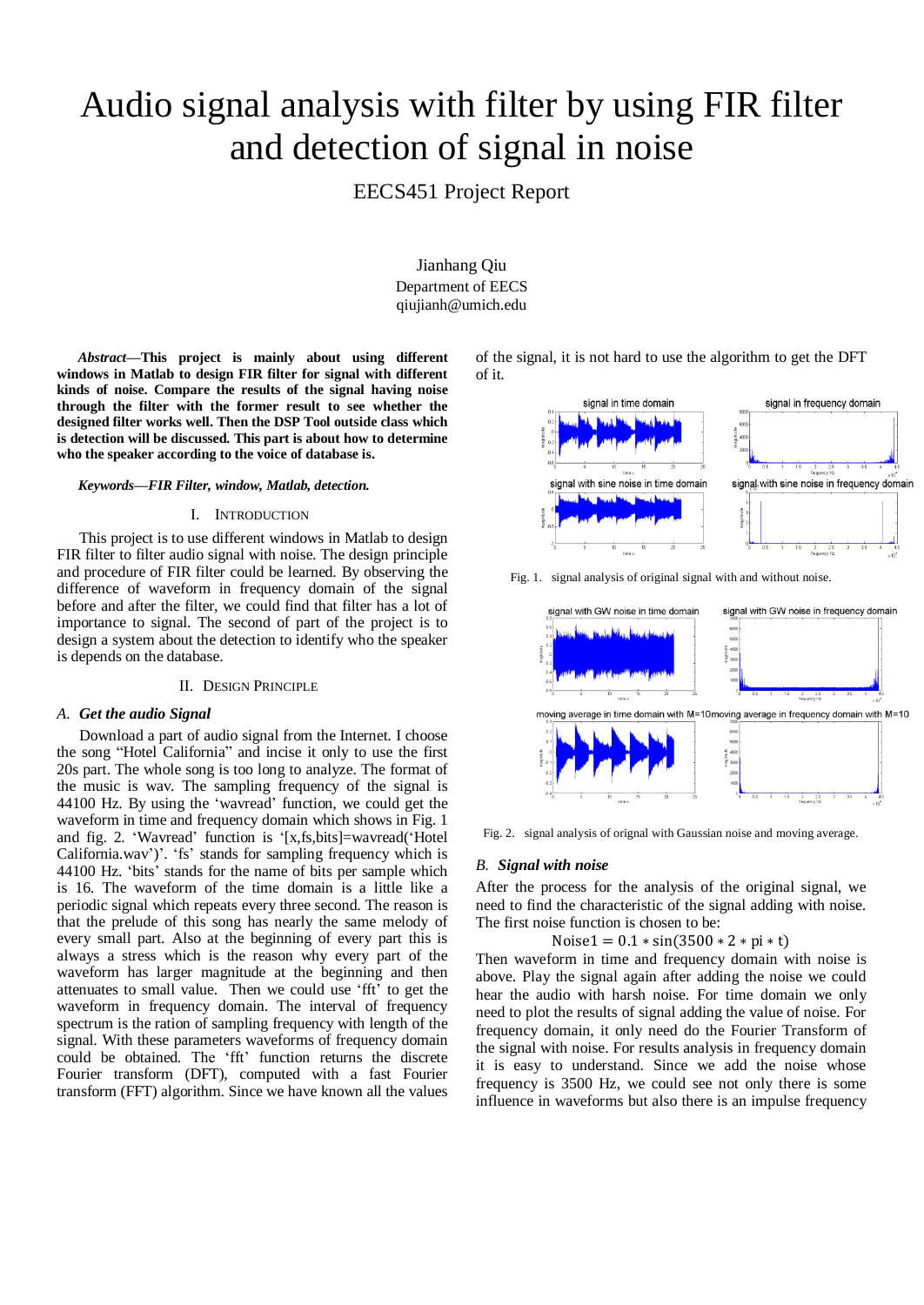# Audio signal analysis with filter by using FIR filter and detection of signal in noise

EECS451 Project Report

Jianhang Qiu
Department of EECS
qiujianh@umich.edu

***Abstract*—This project is mainly about using different windows in Matlab to design FIR filter for signal with different kinds of noise. Compare the results of the signal having noise through the filter with the former result to see whether the designed filter works well. Then the DSP Tool outside class which is detection will be discussed. This part is about how to determine who the speaker according to the voice of database is.**

***Keywords—FIR Filter, window, Matlab, detection.***

## I. Introduction

This project is to use different windows in Matlab to design FIR filter to filter audio signal with noise. The design principle and procedure of FIR filter could be learned. By observing the difference of waveform in frequency domain of the signal before and after the filter, we could find that filter has a lot of importance to signal. The second of part of the project is to design a system about the detection to identify who the speaker is depends on the database.

## II. Design Principle

### A. Get the audio Signal

Download a part of audio signal from the Internet. I choose the song "Hotel California" and incise it only to use the first 20s part. The whole song is too long to analyze. The format of the music is wav. The sampling frequency of the signal is 44100 Hz. By using the 'wavread' function, we could get the waveform in time and frequency domain which shows in Fig. 1 and fig. 2. 'Wavread' function is '[x,fs,bits]=wavread('Hotel California.wav')'. 'fs' stands for sampling frequency which is 44100 Hz. 'bits' stands for the name of bits per sample which is 16. The waveform of the time domain is a little like a periodic signal which repeats every three second. The reason is that the prelude of this song has nearly the same melody of every small part. Also at the beginning of every part this is always a stress which is the reason why every part of the waveform has larger magnitude at the beginning and then attenuates to small value. Then we could use 'fft' to get the waveform in frequency domain. The interval of frequency spectrum is the ration of sampling frequency with length of the signal. With these parameters waveforms of frequency domain could be obtained. The 'fft' function returns the discrete Fourier transform (DFT), computed with a fast Fourier transform (FFT) algorithm. Since we have known all the values of the signal, it is not hard to use the algorithm to get the DFT of it.

Fig. 1. signal analysis of original signal with and without noise.

Fig. 2. signal analysis of orignal with Gaussian noise and moving average.

### B. Signal with noise

After the process for the analysis of the original signal, we need to find the characteristic of the signal adding with noise. The first noise function is chosen to be:

$$\text{Noise1} = 0.1 * \sin(3500 * 2 * \text{pi} * t)$$

Then waveform in time and frequency domain with noise is above. Play the signal again after adding the noise we could hear the audio with harsh noise. For time domain we only need to plot the results of signal adding the value of noise. For frequency domain, it only need do the Fourier Transform of the signal with noise. For results analysis in frequency domain it is easy to understand. Since we add the noise whose frequency is 3500 Hz, we could see not only there is some influence in waveforms but also there is an impulse frequency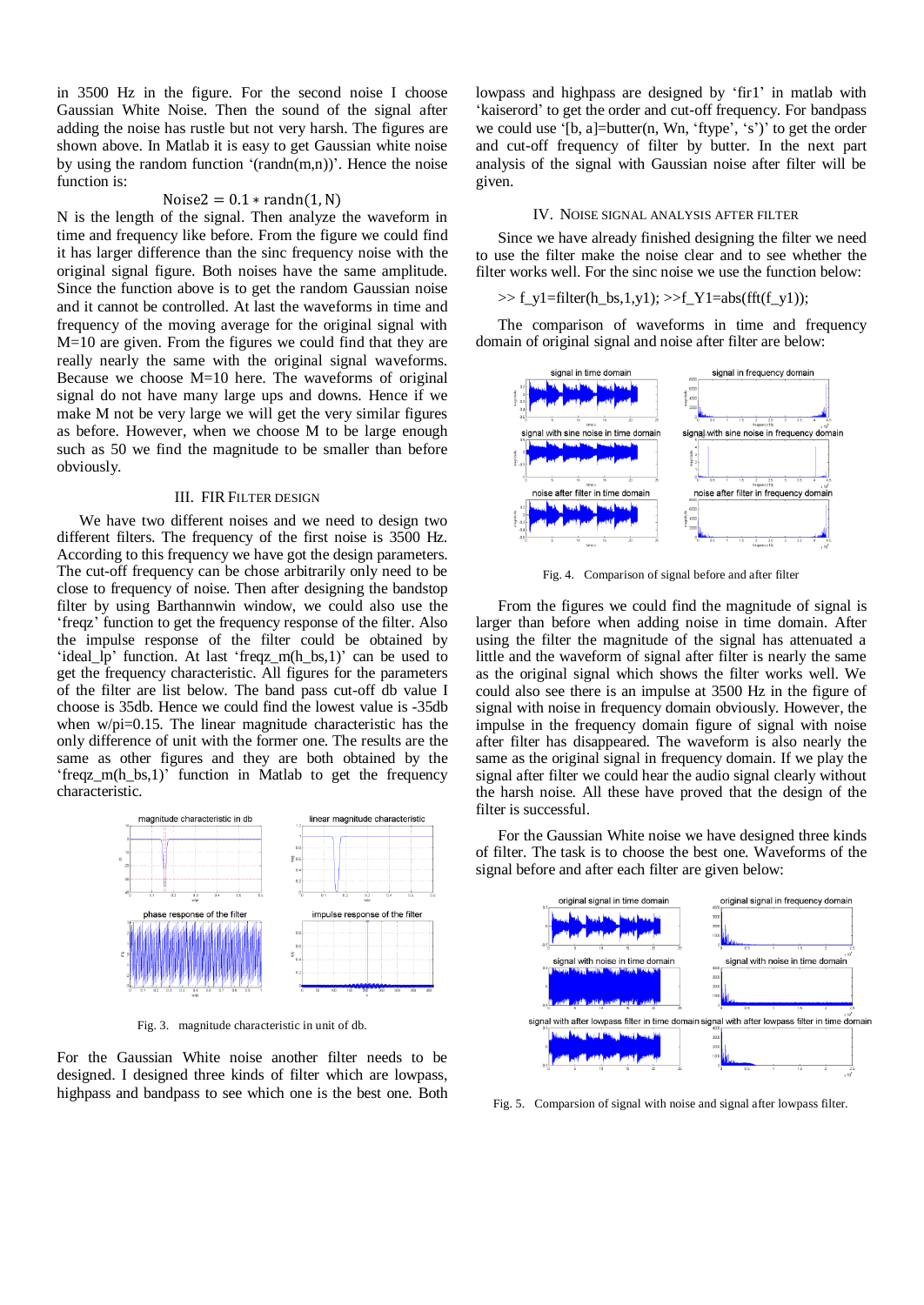in 3500 Hz in the figure. For the second noise I choose Gaussian White Noise. Then the sound of the signal after adding the noise has rustle but not very harsh. The figures are shown above. In Matlab it is easy to get Gaussian white noise by using the random function '(randn(m,n))'. Hence the noise function is:

$$\text{Noise2} = 0.1 * \text{randn}(1, \text{N})$$

N is the length of the signal. Then analyze the waveform in time and frequency like before. From the figure we could find it has larger difference than the sinc frequency noise with the original signal figure. Both noises have the same amplitude. Since the function above is to get the random Gaussian noise and it cannot be controlled. At last the waveforms in time and frequency of the moving average for the original signal with M=10 are given. From the figures we could find that they are really nearly the same with the original signal waveforms. Because we choose M=10 here. The waveforms of original signal do not have many large ups and downs. Hence if we make M not be very large we will get the very similar figures as before. However, when we choose M to be large enough such as 50 we find the magnitude to be smaller than before obviously.

## III. FIR Filter Design

We have two different noises and we need to design two different filters. The frequency of the first noise is 3500 Hz. According to this frequency we have got the design parameters. The cut-off frequency can be chose arbitrarily only need to be close to frequency of noise. Then after designing the bandstop filter by using Barthannwin window, we could also use the 'freqz' function to get the frequency response of the filter. Also the impulse response of the filter could be obtained by 'ideal_lp' function. At last 'freqz_m(h_bs,1)' can be used to get the frequency characteristic. All figures for the parameters of the filter are list below. The band pass cut-off db value I choose is 35db. Hence we could find the lowest value is -35db when w/pi=0.15. The linear magnitude characteristic has the only difference of unit with the former one. The results are the same as other figures and they are both obtained by the 'freqz_m(h_bs,1)' function in Matlab to get the frequency characteristic.

Fig. 3. magnitude characteristic in unit of db.

For the Gaussian White noise another filter needs to be designed. I designed three kinds of filter which are lowpass, highpass and bandpass to see which one is the best one. Both lowpass and highpass are designed by 'fir1' in matlab with 'kaiserord' to get the order and cut-off frequency. For bandpass we could use '[b, a]=butter(n, Wn, 'ftype', 's')' to get the order and cut-off frequency of filter by butter. In the next part analysis of the signal with Gaussian noise after filter will be given.

## IV. Noise Signal Analysis After Filter

Since we have already finished designing the filter we need to use the filter make the noise clear and to see whether the filter works well. For the sinc noise we use the function below:

```
>> f_y1=filter(h_bs,1,y1); >>f_Y1=abs(fft(f_y1));
```

The comparison of waveforms in time and frequency domain of original signal and noise after filter are below:

Fig. 4. Comparison of signal before and after filter

From the figures we could find the magnitude of signal is larger than before when adding noise in time domain. After using the filter the magnitude of the signal has attenuated a little and the waveform of signal after filter is nearly the same as the original signal which shows the filter works well. We could also see there is an impulse at 3500 Hz in the figure of signal with noise in frequency domain obviously. However, the impulse in the frequency domain figure of signal with noise after filter has disappeared. The waveform is also nearly the same as the original signal in frequency domain. If we play the signal after filter we could hear the audio signal clearly without the harsh noise. All these have proved that the design of the filter is successful.

For the Gaussian White noise we have designed three kinds of filter. The task is to choose the best one. Waveforms of the signal before and after each filter are given below:

Fig. 5. Comparsion of signal with noise and signal after lowpass filter.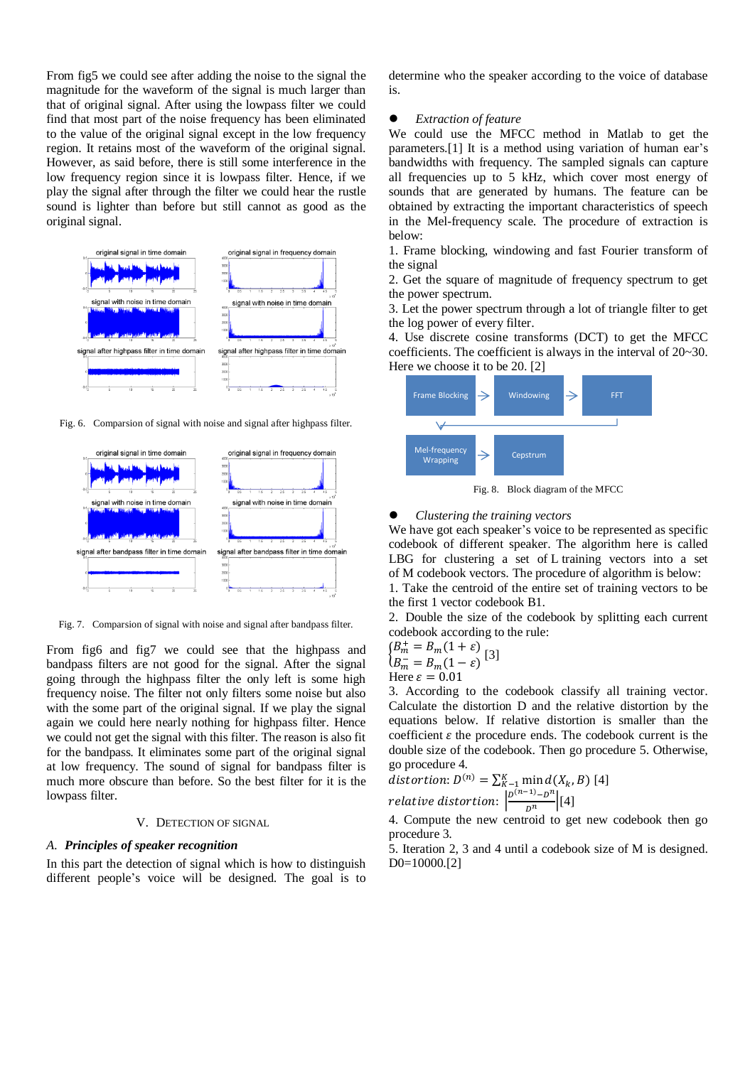From fig5 we could see after adding the noise to the signal the magnitude for the waveform of the signal is much larger than that of original signal. After using the lowpass filter we could find that most part of the noise frequency has been eliminated to the value of the original signal except in the low frequency region. It retains most of the waveform of the original signal. However, as said before, there is still some interference in the low frequency region since it is lowpass filter. Hence, if we play the signal after through the filter we could hear the rustle sound is lighter than before but still cannot as good as the original signal.

Fig. 6. Comparsion of signal with noise and signal after highpass filter.

Fig. 7. Comparsion of signal with noise and signal after bandpass filter.

From fig6 and fig7 we could see that the highpass and bandpass filters are not good for the signal. After the signal going through the highpass filter the only left is some high frequency noise. The filter not only filters some noise but also with the some part of the original signal. If we play the signal again we could here nearly nothing for highpass filter. Hence we could not get the signal with this filter. The reason is also fit for the bandpass. It eliminates some part of the original signal at low frequency. The sound of signal for bandpass filter is much more obscure than before. So the best filter for it is the lowpass filter.

## V. Detection of Signal

### A. *Principles of speaker recognition*

In this part the detection of signal which is how to distinguish different people's voice will be designed. The goal is to determine who the speaker according to the voice of database is.

- *Extraction of feature*

We could use the MFCC method in Matlab to get the parameters.[1] It is a method using variation of human ear's bandwidths with frequency. The sampled signals can capture all frequencies up to 5 kHz, which cover most energy of sounds that are generated by humans. The feature can be obtained by extracting the important characteristics of speech in the Mel-frequency scale. The procedure of extraction is below:

1. Frame blocking, windowing and fast Fourier transform of the signal
2. Get the square of magnitude of frequency spectrum to get the power spectrum.
3. Let the power spectrum through a lot of triangle filter to get the log power of every filter.
4. Use discrete cosine transforms (DCT) to get the MFCC coefficients. The coefficient is always in the interval of 20~30. Here we choose it to be 20. [2]

Frame Blocking → Windowing → FFT → Mel-frequency Wrapping → Cepstrum

Fig. 8. Block diagram of the MFCC

- *Clustering the training vectors*

We have got each speaker's voice to be represented as specific codebook of different speaker. The algorithm here is called LBG for clustering a set of L training vectors into a set of M codebook vectors. The procedure of algorithm is below:

1. Take the centroid of the entire set of training vectors to be the first 1 vector codebook B1.
2. Double the size of the codebook by splitting each current codebook according to the rule:

$$\begin{cases} B_m^+ = B_m(1+\varepsilon) \\ B_m^- = B_m(1-\varepsilon) \end{cases} [3]$$

Here $\varepsilon = 0.01$

3. According to the codebook classify all training vector. Calculate the distortion D and the relative distortion by the equations below. If relative distortion is smaller than the coefficient $\varepsilon$ the procedure ends. The codebook current is the double size of the codebook. Then go procedure 5. Otherwise, go procedure 4.

$$distortion\text{: } D^{(n)} = \sum_{K-1}^{K} \min d(X_k, B) \ [4]$$

$$relative\ distortion\text{: } \left|\frac{D^{(n-1)} - D^n}{D^n}\right| [4]$$

4. Compute the new centroid to get new codebook then go procedure 3.
5. Iteration 2, 3 and 4 until a codebook size of M is designed. D0=10000.[2]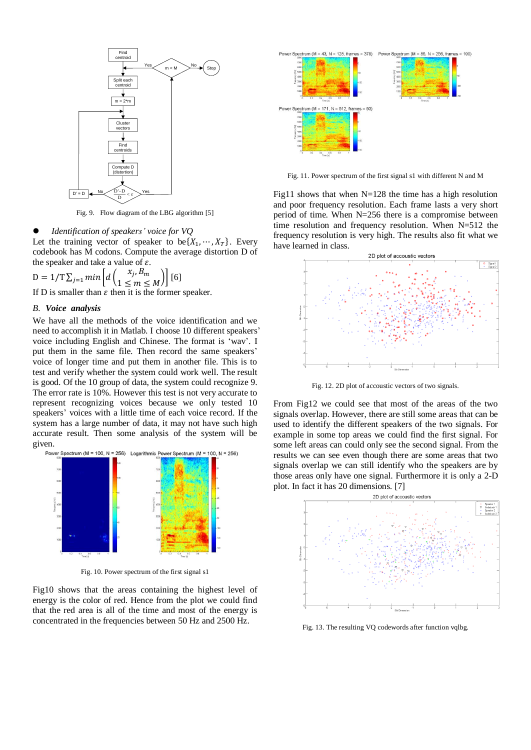Fig. 9. Flow diagram of the LBG algorithm [5]

- *Identification of speakers' voice for VQ*

Let the training vector of speaker to be $\{X_1, \cdots, X_T\}$. Every codebook has M codons. Compute the average distortion D of the speaker and take a value of $\varepsilon$.

$$D = 1/T\sum_{j=1} min \left[ d\left( \begin{matrix} x_j, B_m \\ 1 \leq m \leq M \end{matrix} \right) \right] [6]$$

If D is smaller than $\varepsilon$ then it is the former speaker.

## B. *Voice analysis*

We have all the methods of the voice identification and we need to accomplish it in Matlab. I choose 10 different speakers' voice including English and Chinese. The format is 'wav'. I put them in the same file. Then record the same speakers' voice of longer time and put them in another file. This is to test and verify whether the system could work well. The result is good. Of the 10 group of data, the system could recognize 9. The error rate is 10%. However this test is not very accurate to represent recognizing voices because we only tested 10 speakers' voices with a little time of each voice record. If the system has a large number of data, it may not have such high accurate result. Then some analysis of the system will be given.

Fig. 10. Power spectrum of the first signal s1

Fig10 shows that the areas containing the highest level of energy is the color of red. Hence from the plot we could find that the red area is all of the time and most of the energy is concentrated in the frequencies between 50 Hz and 2500 Hz.

Fig. 11. Power spectrum of the first signal s1 with different N and M

Fig11 shows that when N=128 the time has a high resolution and poor frequency resolution. Each frame lasts a very short period of time. When N=256 there is a compromise between time resolution and frequency resolution. When N=512 the frequency resolution is very high. The results also fit what we have learned in class.

Fig. 12. 2D plot of accoustic vectors of two signals.

From Fig12 we could see that most of the areas of the two signals overlap. However, there are still some areas that can be used to identify the different speakers of the two signals. For example in some top areas we could find the first signal. For some left areas can could only see the second signal. From the results we can see even though there are some areas that two signals overlap we can still identify who the speakers are by those areas only have one signal. Furthermore it is only a 2-D plot. In fact it has 20 dimensions. [7]

Fig. 13. The resulting VQ codewords after function vqlbg.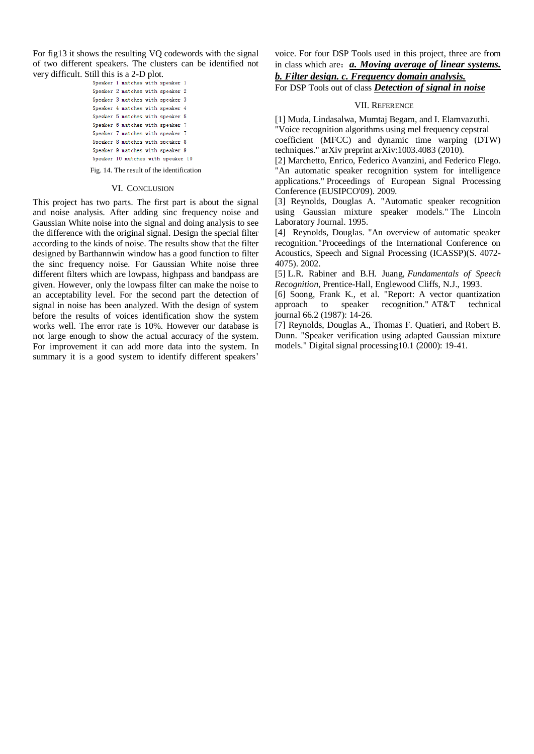For fig13 it shows the resulting VQ codewords with the signal of two different speakers. The clusters can be identified not very difficult. Still this is a 2-D plot.

```
Speaker 1 matches with speaker 1
Speaker 2 matches with speaker 2
Speaker 3 matches with speaker 3
Speaker 4 matches with speaker 4
Speaker 5 matches with speaker 5
Speaker 6 matches with speaker 7
Speaker 7 matches with speaker 7
Speaker 8 matches with speaker 8
Speaker 9 matches with speaker 9
Speaker 10 matches with speaker 10
```

Fig. 14. The result of the identification

## VI. Conclusion

This project has two parts. The first part is about the signal and noise analysis. After adding sinc frequency noise and Gaussian White noise into the signal and doing analysis to see the difference with the original signal. Design the special filter according to the kinds of noise. The results show that the filter designed by Barthannwin window has a good function to filter the sinc frequency noise. For Gaussian White noise three different filters which are lowpass, highpass and bandpass are given. However, only the lowpass filter can make the noise to an acceptability level. For the second part the detection of signal in noise has been analyzed. With the design of system before the results of voices identification show the system works well. The error rate is 10%. However our database is not large enough to show the actual accuracy of the system. For improvement it can add more data into the system. In summary it is a good system to identify different speakers' voice. For four DSP Tools used in this project, three are from in class which are：***a. Moving average of linear systems. b. Filter design. c. Frequency domain analysis.***

For DSP Tools out of class ***Detection of signal in noise***

## VII. Reference

[1] Muda, Lindasalwa, Mumtaj Begam, and I. Elamvazuthi. "Voice recognition algorithms using mel frequency cepstral coefficient (MFCC) and dynamic time warping (DTW) techniques." arXiv preprint arXiv:1003.4083 (2010).

[2] Marchetto, Enrico, Federico Avanzini, and Federico Flego. "An automatic speaker recognition system for intelligence applications." Proceedings of European Signal Processing Conference (EUSIPCO'09). 2009.

[3] Reynolds, Douglas A. "Automatic speaker recognition using Gaussian mixture speaker models." The Lincoln Laboratory Journal. 1995.

[4] Reynolds, Douglas. "An overview of automatic speaker recognition."Proceedings of the International Conference on Acoustics, Speech and Signal Processing (ICASSP)(S. 4072-4075). 2002.

[5] L.R. Rabiner and B.H. Juang, *Fundamentals of Speech Recognition*, Prentice-Hall, Englewood Cliffs, N.J., 1993.

[6] Soong, Frank K., et al. "Report: A vector quantization approach to speaker recognition." AT&T technical journal 66.2 (1987): 14-26.

[7] Reynolds, Douglas A., Thomas F. Quatieri, and Robert B. Dunn. "Speaker verification using adapted Gaussian mixture models." Digital signal processing10.1 (2000): 19-41.